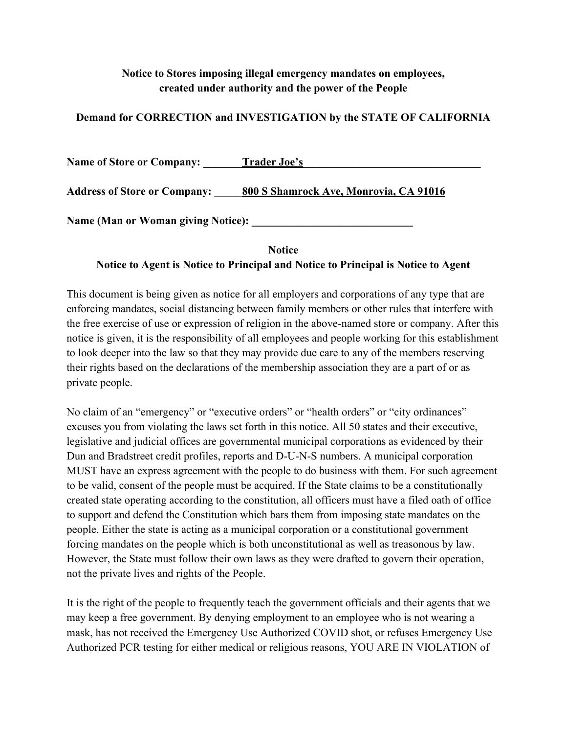**Notice to Stores imposing illegal emergency mandates on employees, created under authority and the power of the People**

**Demand for CORRECTION and INVESTIGATION by the STATE OF CALIFORNIA**

**Name of Store or Company: _______Trader Joe's_________________________________**

**Address of Store or Company: _____800 S Shamrock Ave, Monrovia, CA 91016**

**Name (Man or Woman giving Notice): _____________________________**

**Notice**

**Notice to Agent is Notice to Principal and Notice to Principal is Notice to Agent**

This document is being given as notice for all employers and corporations of any type that are enforcing mandates, social distancing between family members or other rules that interfere with the free exercise of use or expression of religion in the above-named store or company. After this notice is given, it is the responsibility of all employees and people working for this establishment to look deeper into the law so that they may provide due care to any of the members reserving their rights based on the declarations of the membership association they are a part of or as private people.

No claim of an "emergency" or "executive orders" or "health orders" or "city ordinances" excuses you from violating the laws set forth in this notice. All 50 states and their executive, legislative and judicial offices are governmental municipal corporations as evidenced by their Dun and Bradstreet credit profiles, reports and D-U-N-S numbers. A municipal corporation MUST have an express agreement with the people to do business with them. For such agreement to be valid, consent of the people must be acquired. If the State claims to be a constitutionally created state operating according to the constitution, all officers must have a filed oath of office to support and defend the Constitution which bars them from imposing state mandates on the people. Either the state is acting as a municipal corporation or a constitutional government forcing mandates on the people which is both unconstitutional as well as treasonous by law. However, the State must follow their own laws as they were drafted to govern their operation, not the private lives and rights of the People.

It is the right of the people to frequently teach the government officials and their agents that we may keep a free government. By denying employment to an employee who is not wearing a mask, has not received the Emergency Use Authorized COVID shot, or refuses Emergency Use Authorized PCR testing for either medical or religious reasons, YOU ARE IN VIOLATION of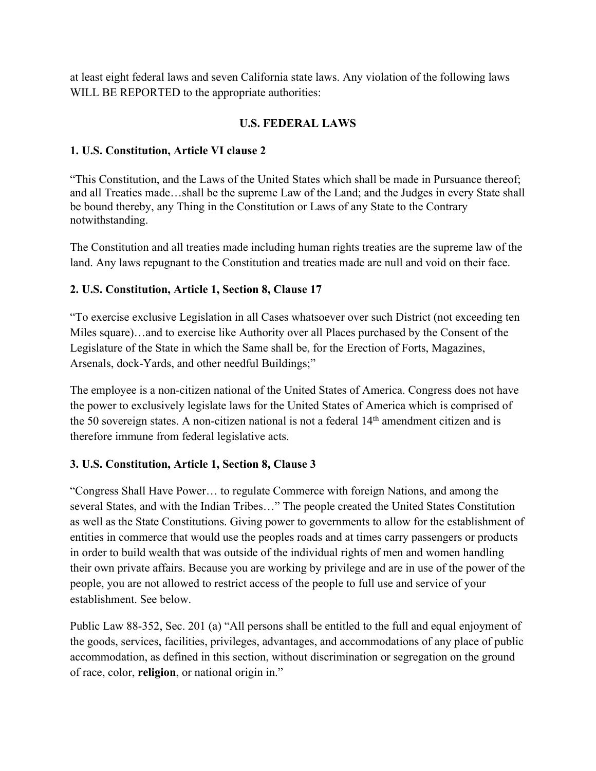at least eight federal laws and seven California state laws. Any violation of the following laws WILL BE REPORTED to the appropriate authorities:

## U.S. FEDERAL LAWS

### 1. U.S. Constitution, Article VI clause 2

"This Constitution, and the Laws of the United States which shall be made in Pursuance thereof; and all Treaties made…shall be the supreme Law of the Land; and the Judges in every State shall be bound thereby, any Thing in the Constitution or Laws of any State to the Contrary notwithstanding.

The Constitution and all treaties made including human rights treaties are the supreme law of the land. Any laws repugnant to the Constitution and treaties made are null and void on their face.

### 2. U.S. Constitution, Article 1, Section 8, Clause 17

"To exercise exclusive Legislation in all Cases whatsoever over such District (not exceeding ten Miles square)…and to exercise like Authority over all Places purchased by the Consent of the Legislature of the State in which the Same shall be, for the Erection of Forts, Magazines, Arsenals, dock-Yards, and other needful Buildings;"

The employee is a non-citizen national of the United States of America. Congress does not have the power to exclusively legislate laws for the United States of America which is comprised of the 50 sovereign states. A non-citizen national is not a federal 14th amendment citizen and is therefore immune from federal legislative acts.

### 3. U.S. Constitution, Article 1, Section 8, Clause 3

"Congress Shall Have Power… to regulate Commerce with foreign Nations, and among the several States, and with the Indian Tribes…" The people created the United States Constitution as well as the State Constitutions. Giving power to governments to allow for the establishment of entities in commerce that would use the peoples roads and at times carry passengers or products in order to build wealth that was outside of the individual rights of men and women handling their own private affairs. Because you are working by privilege and are in use of the power of the people, you are not allowed to restrict access of the people to full use and service of your establishment. See below.

Public Law 88-352, Sec. 201 (a) "All persons shall be entitled to the full and equal enjoyment of the goods, services, facilities, privileges, advantages, and accommodations of any place of public accommodation, as defined in this section, without discrimination or segregation on the ground of race, color, **religion**, or national origin in."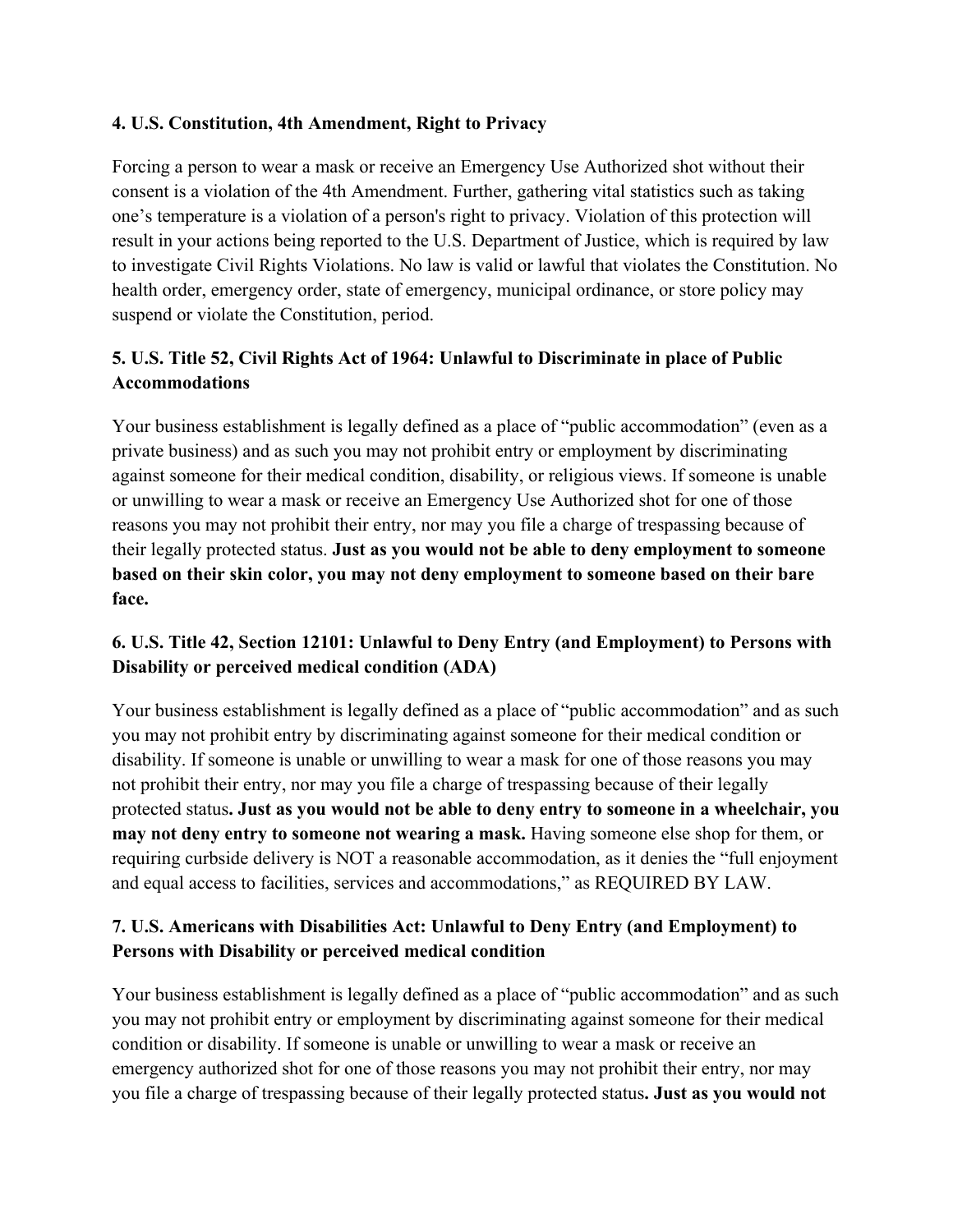### 4. U.S. Constitution, 4th Amendment, Right to Privacy

Forcing a person to wear a mask or receive an Emergency Use Authorized shot without their consent is a violation of the 4th Amendment. Further, gathering vital statistics such as taking one's temperature is a violation of a person's right to privacy. Violation of this protection will result in your actions being reported to the U.S. Department of Justice, which is required by law to investigate Civil Rights Violations. No law is valid or lawful that violates the Constitution. No health order, emergency order, state of emergency, municipal ordinance, or store policy may suspend or violate the Constitution, period.

### 5. U.S. Title 52, Civil Rights Act of 1964: Unlawful to Discriminate in place of Public Accommodations

Your business establishment is legally defined as a place of "public accommodation" (even as a private business) and as such you may not prohibit entry or employment by discriminating against someone for their medical condition, disability, or religious views. If someone is unable or unwilling to wear a mask or receive an Emergency Use Authorized shot for one of those reasons you may not prohibit their entry, nor may you file a charge of trespassing because of their legally protected status. **Just as you would not be able to deny employment to someone based on their skin color, you may not deny employment to someone based on their bare face.**

### 6. U.S. Title 42, Section 12101: Unlawful to Deny Entry (and Employment) to Persons with Disability or perceived medical condition (ADA)

Your business establishment is legally defined as a place of "public accommodation" and as such you may not prohibit entry by discriminating against someone for their medical condition or disability. If someone is unable or unwilling to wear a mask for one of those reasons you may not prohibit their entry, nor may you file a charge of trespassing because of their legally protected status**. Just as you would not be able to deny entry to someone in a wheelchair, you may not deny entry to someone not wearing a mask.** Having someone else shop for them, or requiring curbside delivery is NOT a reasonable accommodation, as it denies the "full enjoyment and equal access to facilities, services and accommodations," as REQUIRED BY LAW.

### 7. U.S. Americans with Disabilities Act: Unlawful to Deny Entry (and Employment) to Persons with Disability or perceived medical condition

Your business establishment is legally defined as a place of "public accommodation" and as such you may not prohibit entry or employment by discriminating against someone for their medical condition or disability. If someone is unable or unwilling to wear a mask or receive an emergency authorized shot for one of those reasons you may not prohibit their entry, nor may you file a charge of trespassing because of their legally protected status**. Just as you would not**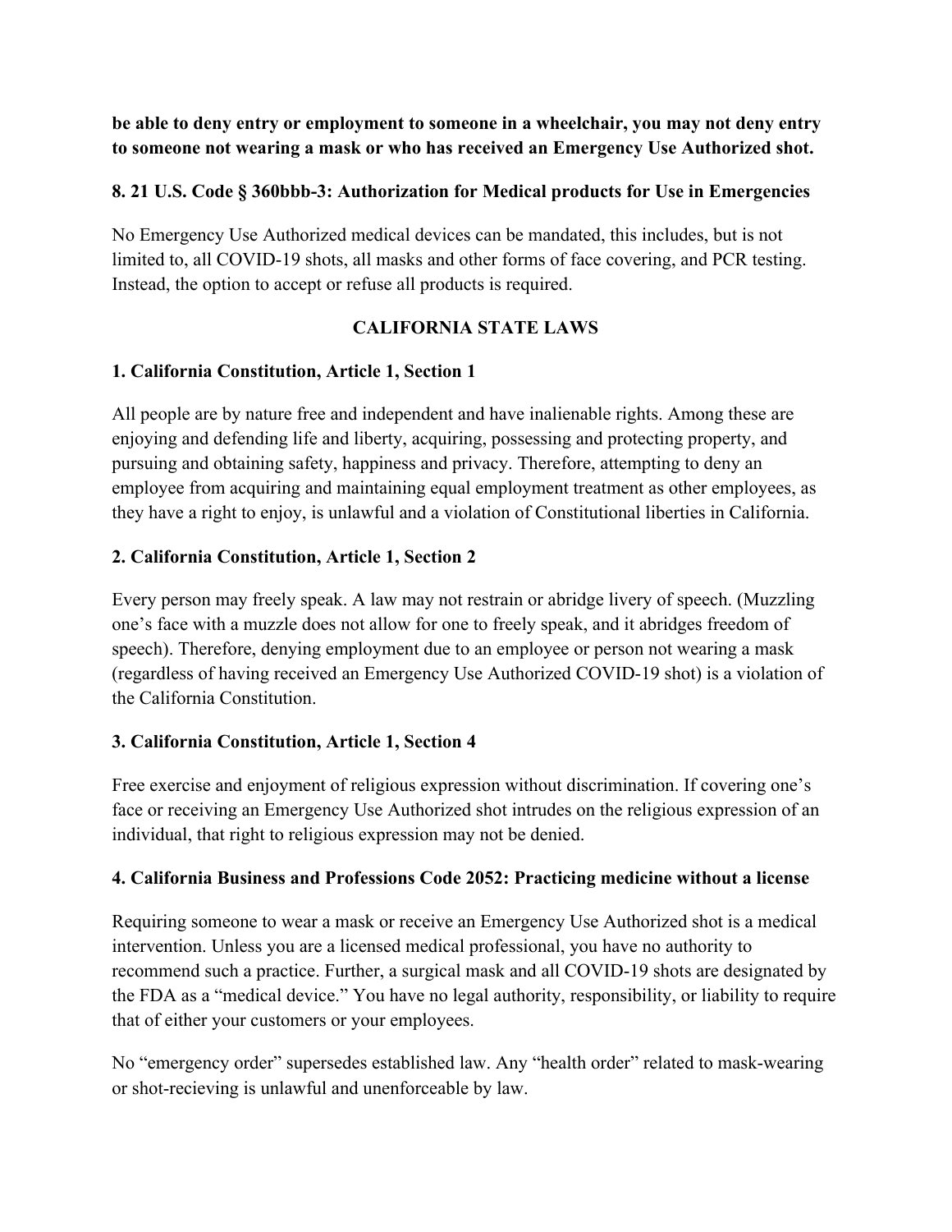**be able to deny entry or employment to someone in a wheelchair, you may not deny entry to someone not wearing a mask or who has received an Emergency Use Authorized shot.**

**8. 21 U.S. Code § 360bbb-3: Authorization for Medical products for Use in Emergencies**

No Emergency Use Authorized medical devices can be mandated, this includes, but is not limited to, all COVID-19 shots, all masks and other forms of face covering, and PCR testing. Instead, the option to accept or refuse all products is required.

## CALIFORNIA STATE LAWS

**1. California Constitution, Article 1, Section 1**

All people are by nature free and independent and have inalienable rights. Among these are enjoying and defending life and liberty, acquiring, possessing and protecting property, and pursuing and obtaining safety, happiness and privacy. Therefore, attempting to deny an employee from acquiring and maintaining equal employment treatment as other employees, as they have a right to enjoy, is unlawful and a violation of Constitutional liberties in California.

**2. California Constitution, Article 1, Section 2**

Every person may freely speak. A law may not restrain or abridge livery of speech. (Muzzling one's face with a muzzle does not allow for one to freely speak, and it abridges freedom of speech). Therefore, denying employment due to an employee or person not wearing a mask (regardless of having received an Emergency Use Authorized COVID-19 shot) is a violation of the California Constitution.

**3. California Constitution, Article 1, Section 4**

Free exercise and enjoyment of religious expression without discrimination. If covering one's face or receiving an Emergency Use Authorized shot intrudes on the religious expression of an individual, that right to religious expression may not be denied.

**4. California Business and Professions Code 2052: Practicing medicine without a license**

Requiring someone to wear a mask or receive an Emergency Use Authorized shot is a medical intervention. Unless you are a licensed medical professional, you have no authority to recommend such a practice. Further, a surgical mask and all COVID-19 shots are designated by the FDA as a "medical device." You have no legal authority, responsibility, or liability to require that of either your customers or your employees.

No "emergency order" supersedes established law. Any "health order" related to mask-wearing or shot-recieving is unlawful and unenforceable by law.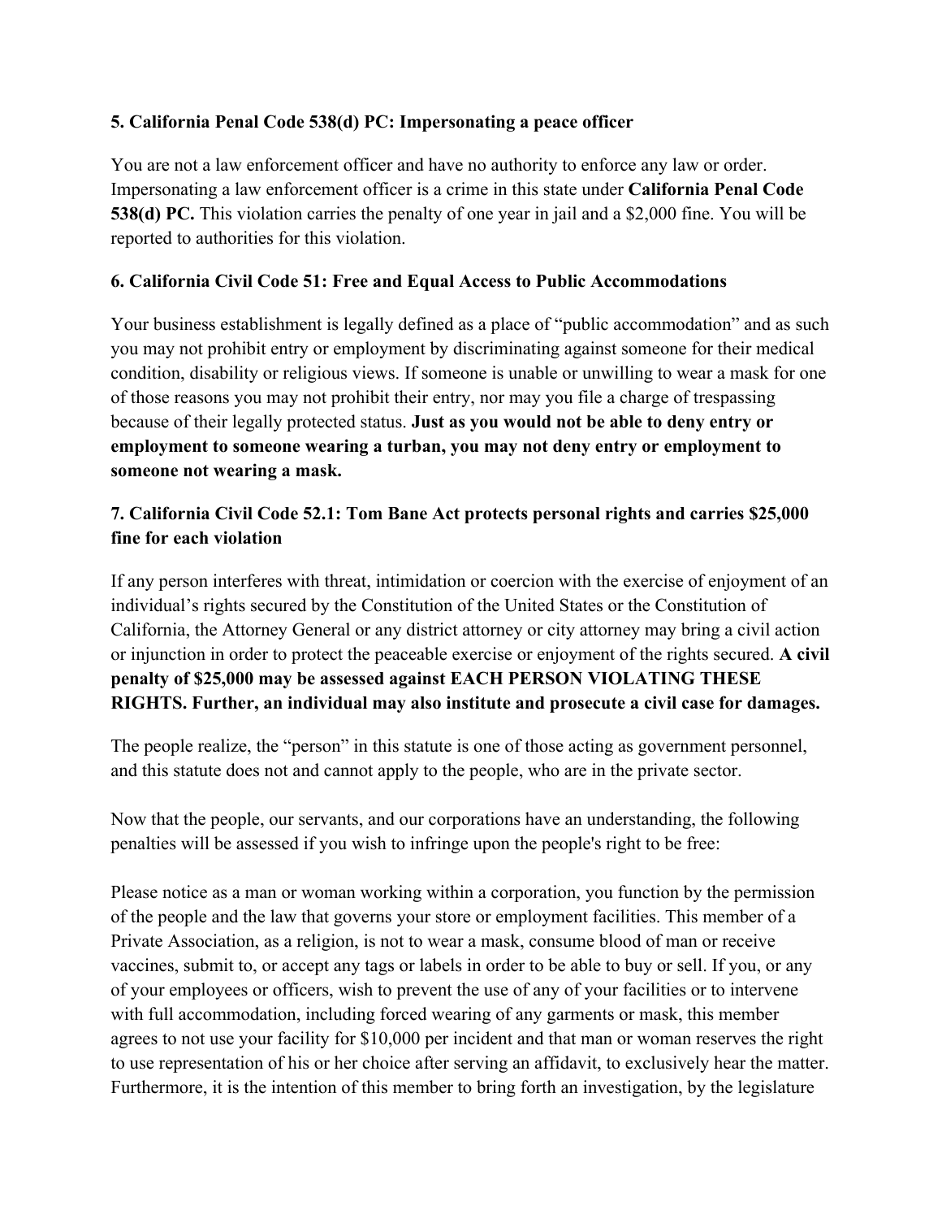### 5. California Penal Code 538(d) PC: Impersonating a peace officer

You are not a law enforcement officer and have no authority to enforce any law or order. Impersonating a law enforcement officer is a crime in this state under **California Penal Code 538(d) PC.** This violation carries the penalty of one year in jail and a $2,000 fine. You will be reported to authorities for this violation.

### 6. California Civil Code 51: Free and Equal Access to Public Accommodations

Your business establishment is legally defined as a place of "public accommodation" and as such you may not prohibit entry or employment by discriminating against someone for their medical condition, disability or religious views. If someone is unable or unwilling to wear a mask for one of those reasons you may not prohibit their entry, nor may you file a charge of trespassing because of their legally protected status. **Just as you would not be able to deny entry or employment to someone wearing a turban, you may not deny entry or employment to someone not wearing a mask.**

### 7. California Civil Code 52.1: Tom Bane Act protects personal rights and carries $25,000 fine for each violation

If any person interferes with threat, intimidation or coercion with the exercise of enjoyment of an individual's rights secured by the Constitution of the United States or the Constitution of California, the Attorney General or any district attorney or city attorney may bring a civil action or injunction in order to protect the peaceable exercise or enjoyment of the rights secured. **A civil penalty of $25,000 may be assessed against EACH PERSON VIOLATING THESE RIGHTS. Further, an individual may also institute and prosecute a civil case for damages.**

The people realize, the "person" in this statute is one of those acting as government personnel, and this statute does not and cannot apply to the people, who are in the private sector.

Now that the people, our servants, and our corporations have an understanding, the following penalties will be assessed if you wish to infringe upon the people's right to be free:

Please notice as a man or woman working within a corporation, you function by the permission of the people and the law that governs your store or employment facilities. This member of a Private Association, as a religion, is not to wear a mask, consume blood of man or receive vaccines, submit to, or accept any tags or labels in order to be able to buy or sell. If you, or any of your employees or officers, wish to prevent the use of any of your facilities or to intervene with full accommodation, including forced wearing of any garments or mask, this member agrees to not use your facility for $10,000 per incident and that man or woman reserves the right to use representation of his or her choice after serving an affidavit, to exclusively hear the matter. Furthermore, it is the intention of this member to bring forth an investigation, by the legislature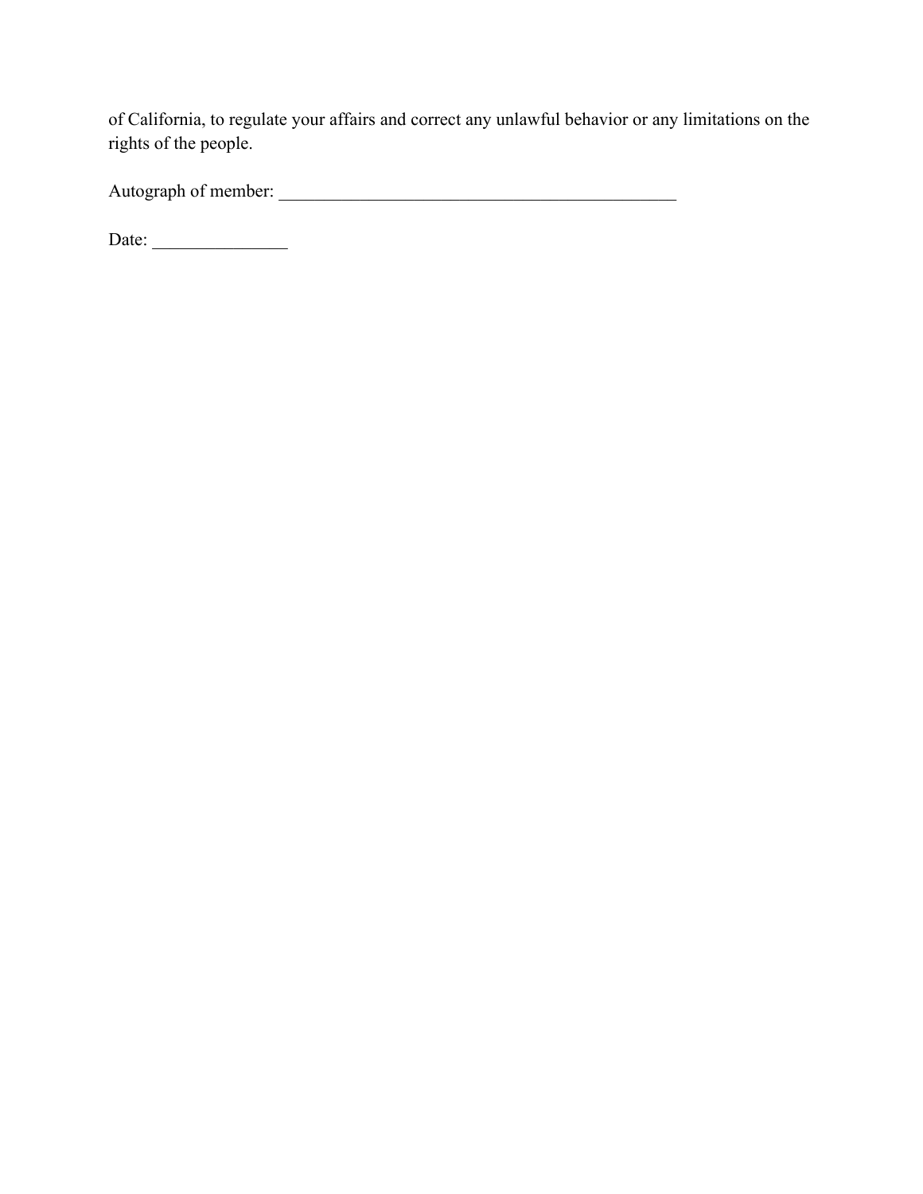of California, to regulate your affairs and correct any unlawful behavior or any limitations on the rights of the people.

Autograph of member: _____________________________________________

Date: _______________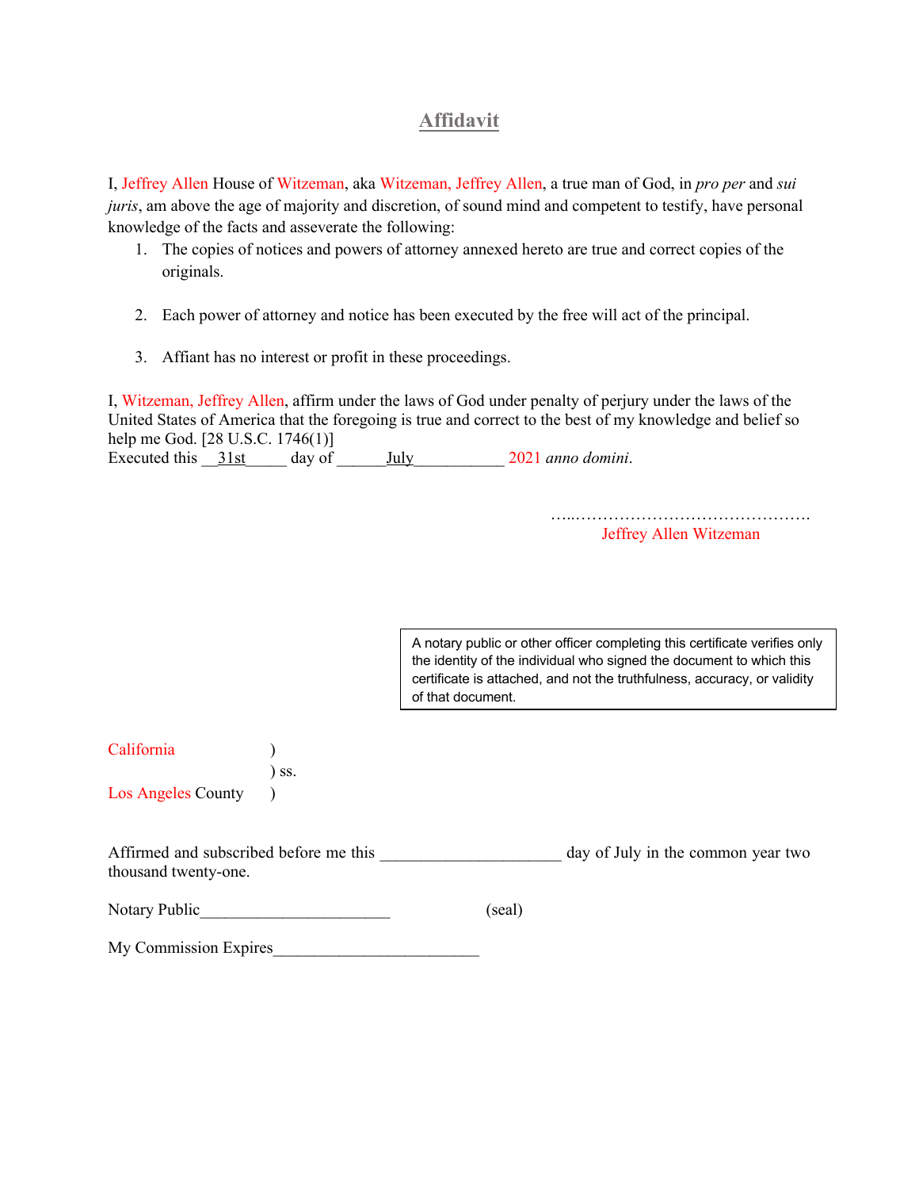# Affidavit

I, Jeffrey Allen House of Witzeman, aka Witzeman, Jeffrey Allen, a true man of God, in *pro per* and *sui juris*, am above the age of majority and discretion, of sound mind and competent to testify, have personal knowledge of the facts and asseverate the following:

1. The copies of notices and powers of attorney annexed hereto are true and correct copies of the originals.

2. Each power of attorney and notice has been executed by the free will act of the principal.

3. Affiant has no interest or profit in these proceedings.

I, Witzeman, Jeffrey Allen, affirm under the laws of God under penalty of perjury under the laws of the United States of America that the foregoing is true and correct to the best of my knowledge and belief so help me God. [28 U.S.C. 1746(1)]
Executed this __31st_____ day of ______July__________ 2021 *anno domini*.

…..…………………………………….
Jeffrey Allen Witzeman

A notary public or other officer completing this certificate verifies only the identity of the individual who signed the document to which this certificate is attached, and not the truthfulness, accuracy, or validity of that document.

California )
) ss.
Los Angeles County )

Affirmed and subscribed before me this _____________________ day of July in the common year two thousand twenty-one.

Notary Public______________________ (seal)

My Commission Expires________________________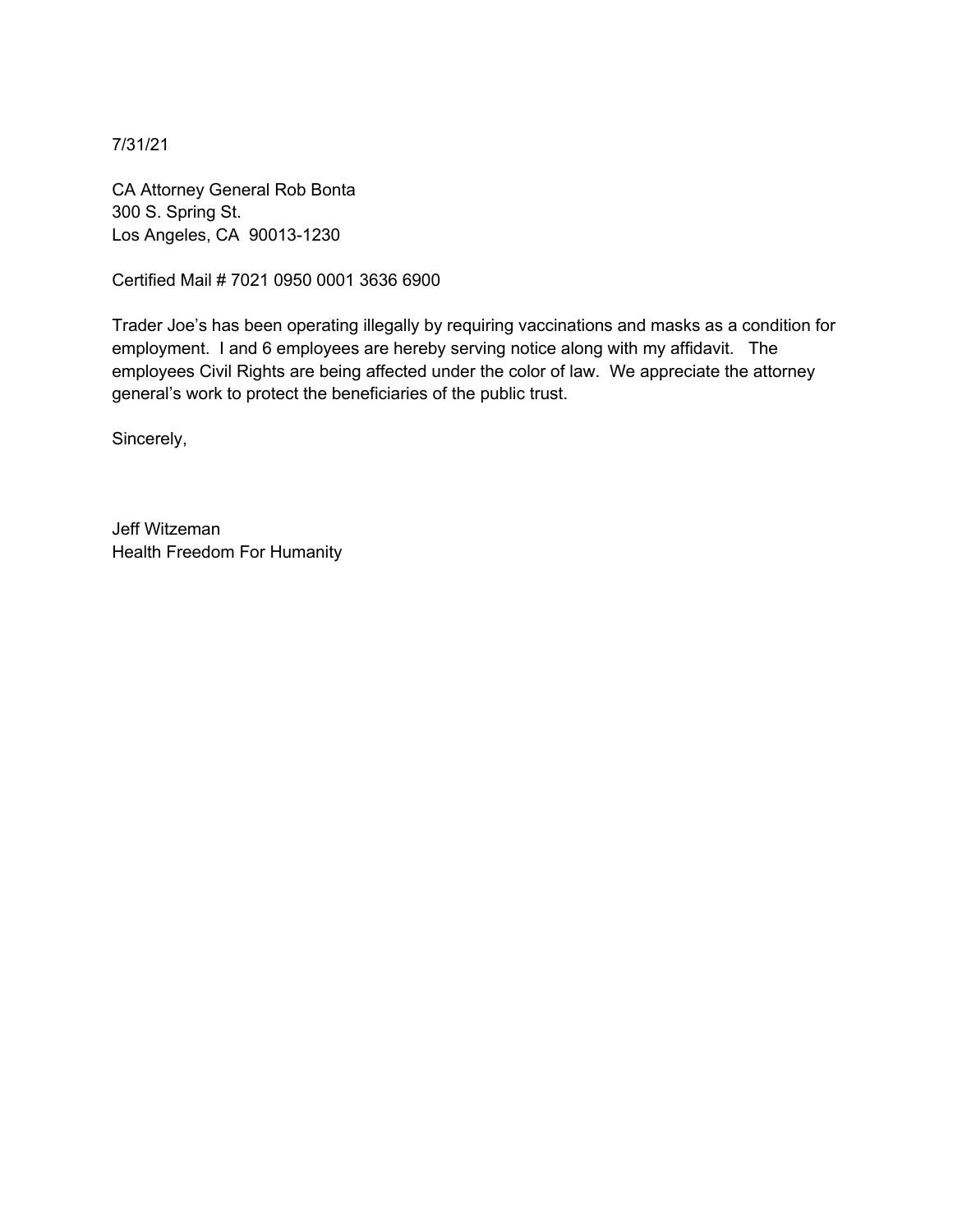7/31/21

CA Attorney General Rob Bonta
300 S. Spring St.
Los Angeles, CA 90013-1230

Certified Mail # 7021 0950 0001 3636 6900

Trader Joe's has been operating illegally by requiring vaccinations and masks as a condition for employment. I and 6 employees are hereby serving notice along with my affidavit. The employees Civil Rights are being affected under the color of law. We appreciate the attorney general's work to protect the beneficiaries of the public trust.

Sincerely,

Jeff Witzeman
Health Freedom For Humanity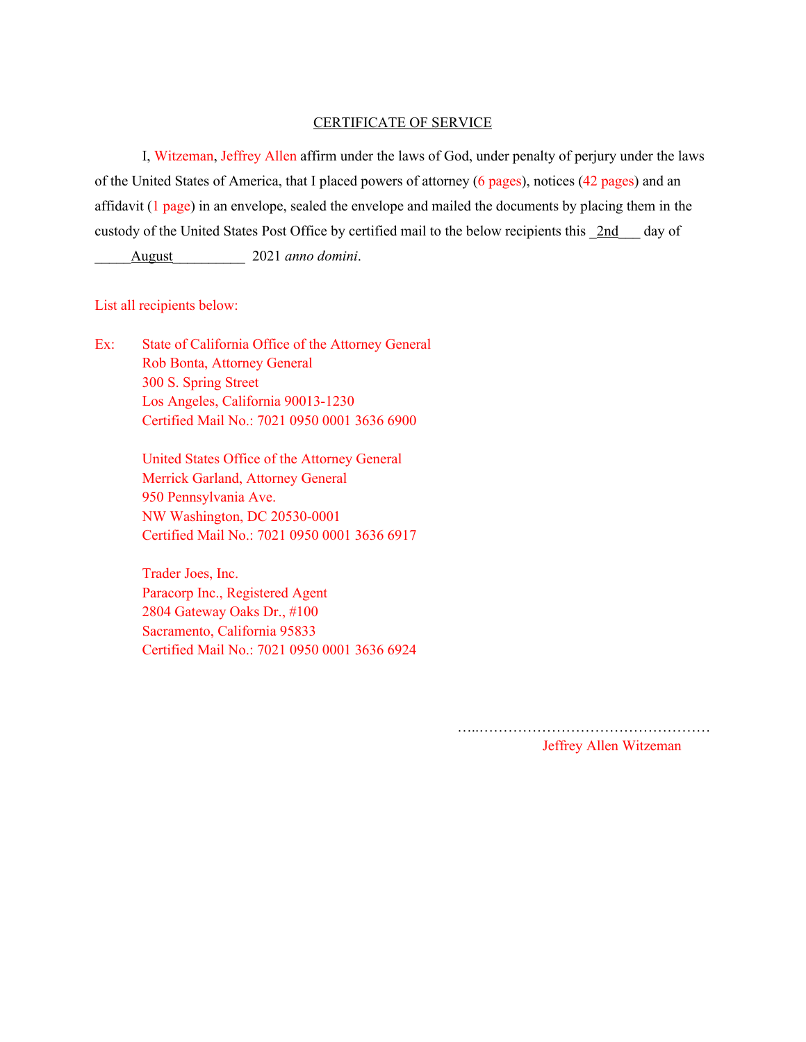<u>CERTIFICATE OF SERVICE</u>

I, Witzeman, Jeffrey Allen affirm under the laws of God, under penalty of perjury under the laws of the United States of America, that I placed powers of attorney (6 pages), notices (42 pages) and an affidavit (1 page) in an envelope, sealed the envelope and mailed the documents by placing them in the custody of the United States Post Office by certified mail to the below recipients this _2nd___ day of _____August__________ 2021 *anno domini*.

List all recipients below:

Ex: State of California Office of the Attorney General
Rob Bonta, Attorney General
300 S. Spring Street
Los Angeles, California 90013-1230
Certified Mail No.: 7021 0950 0001 3636 6900

United States Office of the Attorney General
Merrick Garland, Attorney General
950 Pennsylvania Ave.
NW Washington, DC 20530-0001
Certified Mail No.: 7021 0950 0001 3636 6917

Trader Joes, Inc.
Paracorp Inc., Registered Agent
2804 Gateway Oaks Dr., #100
Sacramento, California 95833
Certified Mail No.: 7021 0950 0001 3636 6924

…..…………………………………………
Jeffrey Allen Witzeman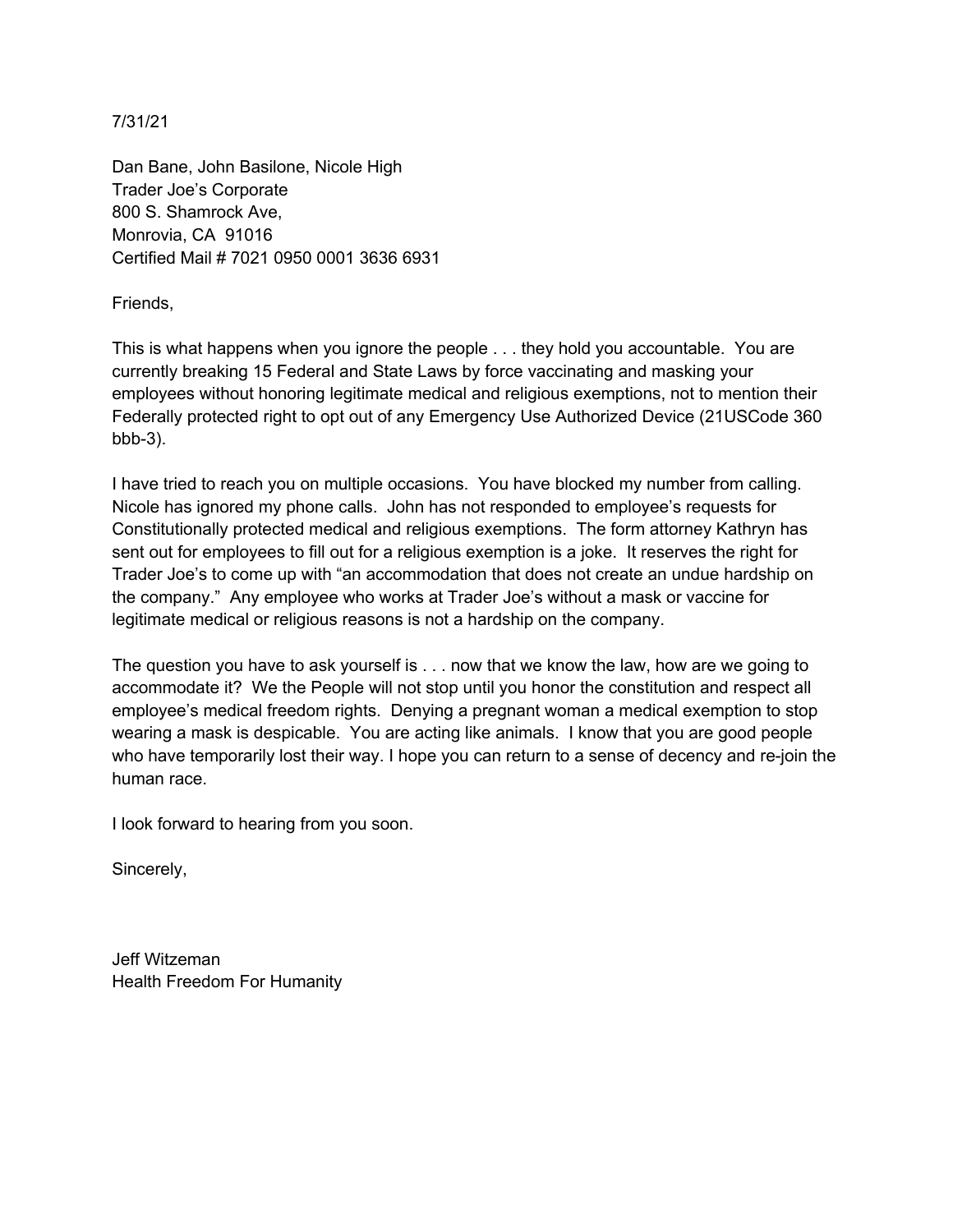7/31/21

Dan Bane, John Basilone, Nicole High
Trader Joe's Corporate
800 S. Shamrock Ave,
Monrovia, CA 91016
Certified Mail # 7021 0950 0001 3636 6931

Friends,

This is what happens when you ignore the people . . . they hold you accountable. You are currently breaking 15 Federal and State Laws by force vaccinating and masking your employees without honoring legitimate medical and religious exemptions, not to mention their Federally protected right to opt out of any Emergency Use Authorized Device (21USCode 360 bbb-3).

I have tried to reach you on multiple occasions. You have blocked my number from calling. Nicole has ignored my phone calls. John has not responded to employee's requests for Constitutionally protected medical and religious exemptions. The form attorney Kathryn has sent out for employees to fill out for a religious exemption is a joke. It reserves the right for Trader Joe's to come up with "an accommodation that does not create an undue hardship on the company." Any employee who works at Trader Joe's without a mask or vaccine for legitimate medical or religious reasons is not a hardship on the company.

The question you have to ask yourself is . . . now that we know the law, how are we going to accommodate it? We the People will not stop until you honor the constitution and respect all employee's medical freedom rights. Denying a pregnant woman a medical exemption to stop wearing a mask is despicable. You are acting like animals. I know that you are good people who have temporarily lost their way. I hope you can return to a sense of decency and re-join the human race.

I look forward to hearing from you soon.

Sincerely,

Jeff Witzeman
Health Freedom For Humanity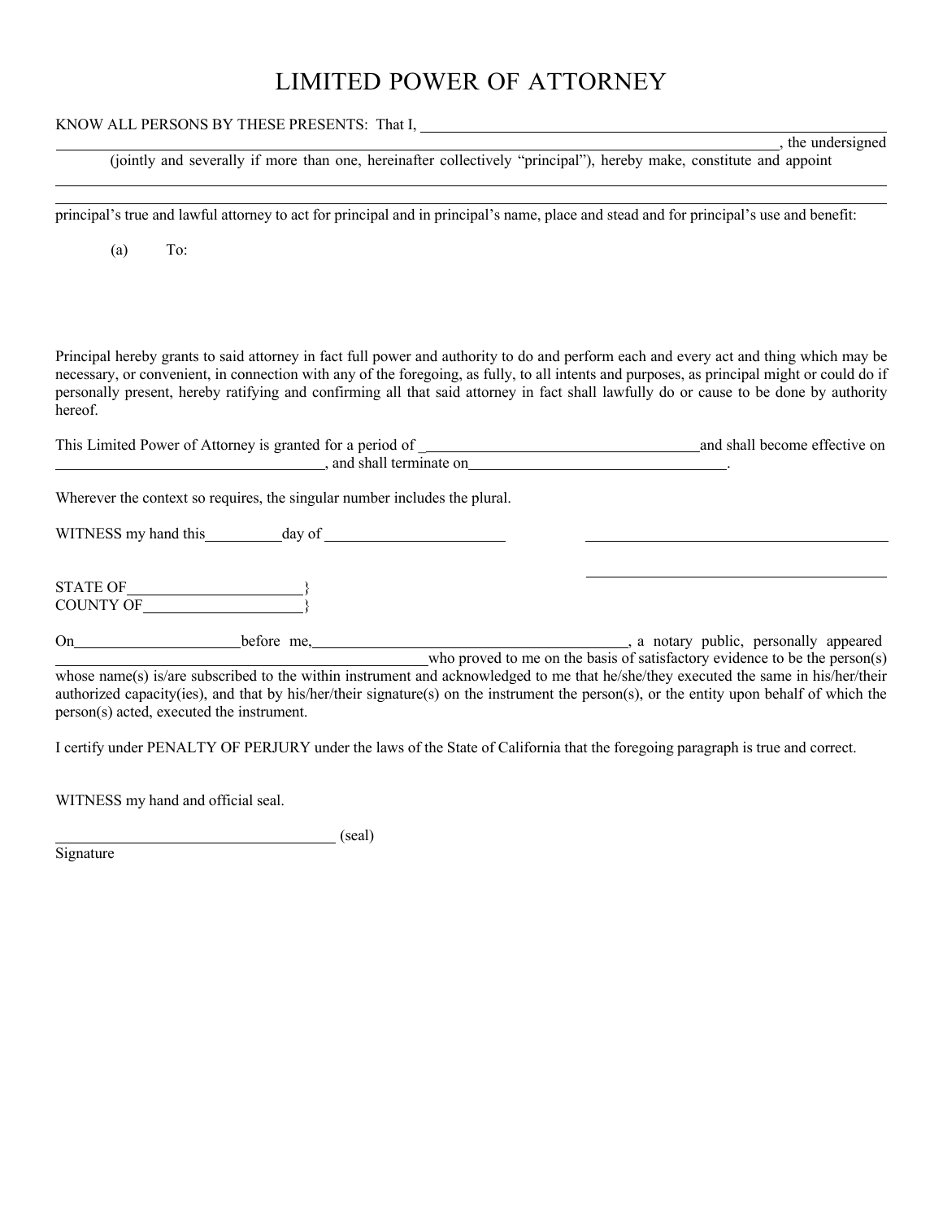# LIMITED POWER OF ATTORNEY

KNOW ALL PERSONS BY THESE PRESENTS: That I, \_\_\_\_\_\_\_\_\_\_\_\_\_\_\_\_\_\_\_\_\_\_\_\_\_\_\_\_\_\_\_\_\_\_\_\_\_\_\_\_\_\_\_\_\_\_\_\_\_\_\_\_\_\_\_\_\_\_\_\_\_\_\_\_\_\_\_\_\_\_\_\_\_\_\_\_\_\_\_\_\_\_, the undersigned (jointly and severally if more than one, hereinafter collectively "principal"), hereby make, constitute and appoint \_\_\_\_\_\_\_\_\_\_\_\_\_\_\_\_\_\_\_\_\_\_\_\_\_\_\_\_\_\_\_\_\_\_\_\_\_\_\_\_\_\_\_\_\_\_\_\_\_\_\_\_\_\_\_\_\_\_\_\_\_\_\_\_\_\_\_\_\_\_\_\_\_\_\_\_\_\_\_\_\_\_ principal's true and lawful attorney to act for principal and in principal's name, place and stead and for principal's use and benefit:

(a) To:

Principal hereby grants to said attorney in fact full power and authority to do and perform each and every act and thing which may be necessary, or convenient, in connection with any of the foregoing, as fully, to all intents and purposes, as principal might or could do if personally present, hereby ratifying and confirming all that said attorney in fact shall lawfully do or cause to be done by authority hereof.

This Limited Power of Attorney is granted for a period of \_\_\_\_\_\_\_\_\_\_\_\_\_\_\_\_\_\_\_\_\_\_\_\_\_\_\_\_\_\_\_\_\_\_\_\_ and shall become effective on \_\_\_\_\_\_\_\_\_\_\_\_\_\_\_\_\_\_\_\_\_\_\_\_\_\_\_\_\_\_\_\_\_\_\_\_, and shall terminate on \_\_\_\_\_\_\_\_\_\_\_\_\_\_\_\_\_\_\_\_\_\_\_\_\_\_\_\_\_\_\_\_\_\_\_\_.

Wherever the context so requires, the singular number includes the plural.

WITNESS my hand this \_\_\_\_\_\_\_\_\_\_ day of \_\_\_\_\_\_\_\_\_\_\_\_\_\_\_\_\_\_\_\_\_\_\_\_

\_\_\_\_\_\_\_\_\_\_\_\_\_\_\_\_\_\_\_\_\_\_\_\_\_\_\_\_\_\_\_\_\_\_\_\_\_\_\_\_

\_\_\_\_\_\_\_\_\_\_\_\_\_\_\_\_\_\_\_\_\_\_\_\_\_\_\_\_\_\_\_\_\_\_\_\_\_\_\_\_

STATE OF \_\_\_\_\_\_\_\_\_\_\_\_\_\_\_\_\_\_\_\_\_\_\_\_}
COUNTY OF \_\_\_\_\_\_\_\_\_\_\_\_\_\_\_\_\_\_\_\_\_\_}

On \_\_\_\_\_\_\_\_\_\_\_\_\_\_\_\_\_\_\_\_\_\_\_\_ before me, \_\_\_\_\_\_\_\_\_\_\_\_\_\_\_\_\_\_\_\_\_\_\_\_\_\_\_\_\_\_\_\_\_\_\_\_\_\_\_\_\_\_\_\_\_\_, a notary public, personally appeared \_\_\_\_\_\_\_\_\_\_\_\_\_\_\_\_\_\_\_\_\_\_\_\_\_\_\_\_\_\_\_\_\_\_\_\_\_\_\_\_\_\_\_\_\_\_\_\_\_\_ who proved to me on the basis of satisfactory evidence to be the person(s) whose name(s) is/are subscribed to the within instrument and acknowledged to me that he/she/they executed the same in his/her/their authorized capacity(ies), and that by his/her/their signature(s) on the instrument the person(s), or the entity upon behalf of which the person(s) acted, executed the instrument.

I certify under PENALTY OF PERJURY under the laws of the State of California that the foregoing paragraph is true and correct.

WITNESS my hand and official seal.

\_\_\_\_\_\_\_\_\_\_\_\_\_\_\_\_\_\_\_\_\_\_\_\_\_\_\_\_\_\_\_\_\_\_\_\_\_\_ (seal)
Signature